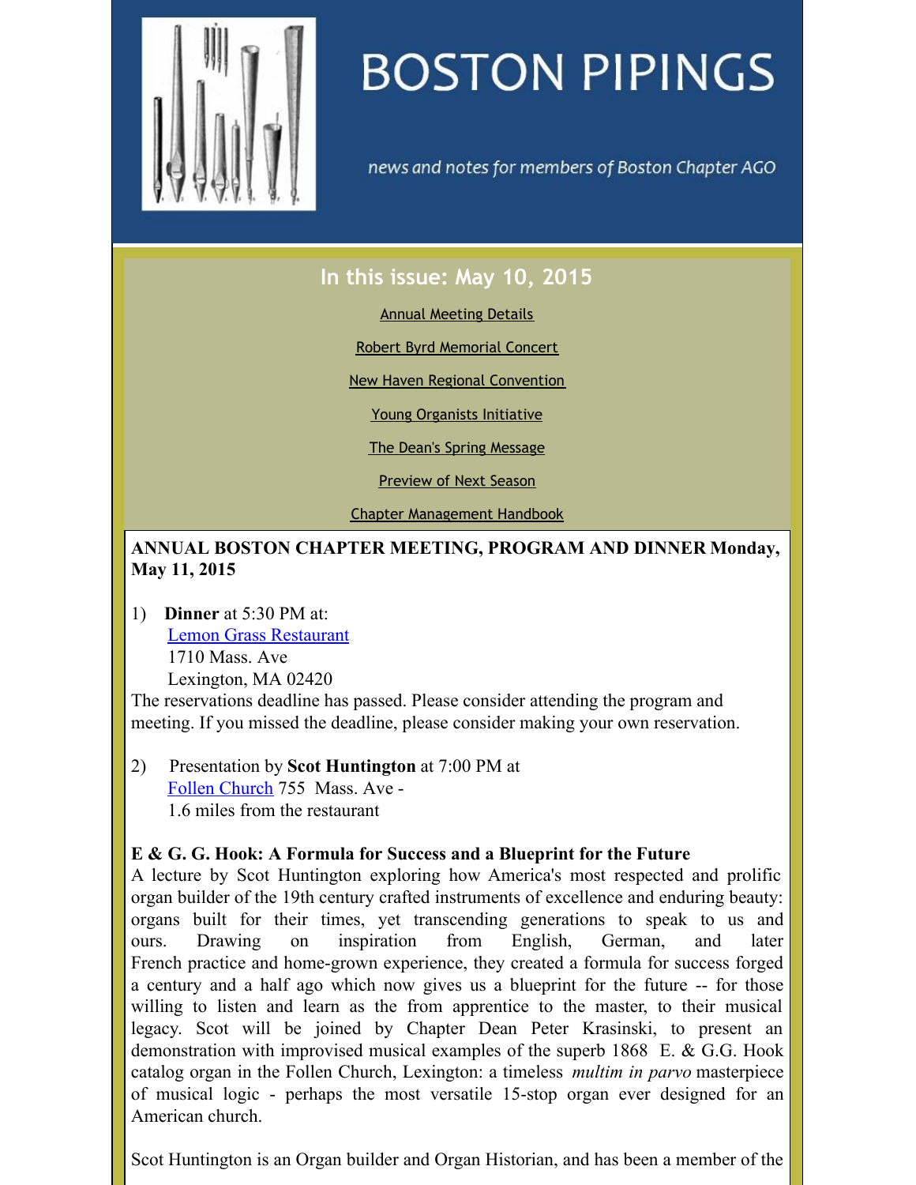# BOSTON PIPINGS

*news and notes for members of Boston Chapter AGO*

## In this issue: May 10, 2015

Annual Meeting Details

Robert Byrd Memorial Concert

New Haven Regional Convention

Young Organists Initiative

The Dean's Spring Message

Preview of Next Season

Chapter Management Handbook

**ANNUAL BOSTON CHAPTER MEETING, PROGRAM AND DINNER Monday, May 11, 2015**

1) **Dinner** at 5:30 PM at:
   Lemon Grass Restaurant
   1710 Mass. Ave
   Lexington, MA 02420

The reservations deadline has passed. Please consider attending the program and meeting. If you missed the deadline, please consider making your own reservation.

2) Presentation by **Scot Huntington** at 7:00 PM at
   Follen Church 755 Mass. Ave -
   1.6 miles from the restaurant

**E & G. G. Hook: A Formula for Success and a Blueprint for the Future**
A lecture by Scot Huntington exploring how America's most respected and prolific organ builder of the 19th century crafted instruments of excellence and enduring beauty: organs built for their times, yet transcending generations to speak to us and ours. Drawing on inspiration from English, German, and later French practice and home-grown experience, they created a formula for success forged a century and a half ago which now gives us a blueprint for the future -- for those willing to listen and learn as the from apprentice to the master, to their musical legacy. Scot will be joined by Chapter Dean Peter Krasinski, to present an demonstration with improvised musical examples of the superb 1868 E. & G.G. Hook catalog organ in the Follen Church, Lexington: a timeless *multim in parvo* masterpiece of musical logic - perhaps the most versatile 15-stop organ ever designed for an American church.

Scot Huntington is an Organ builder and Organ Historian, and has been a member of the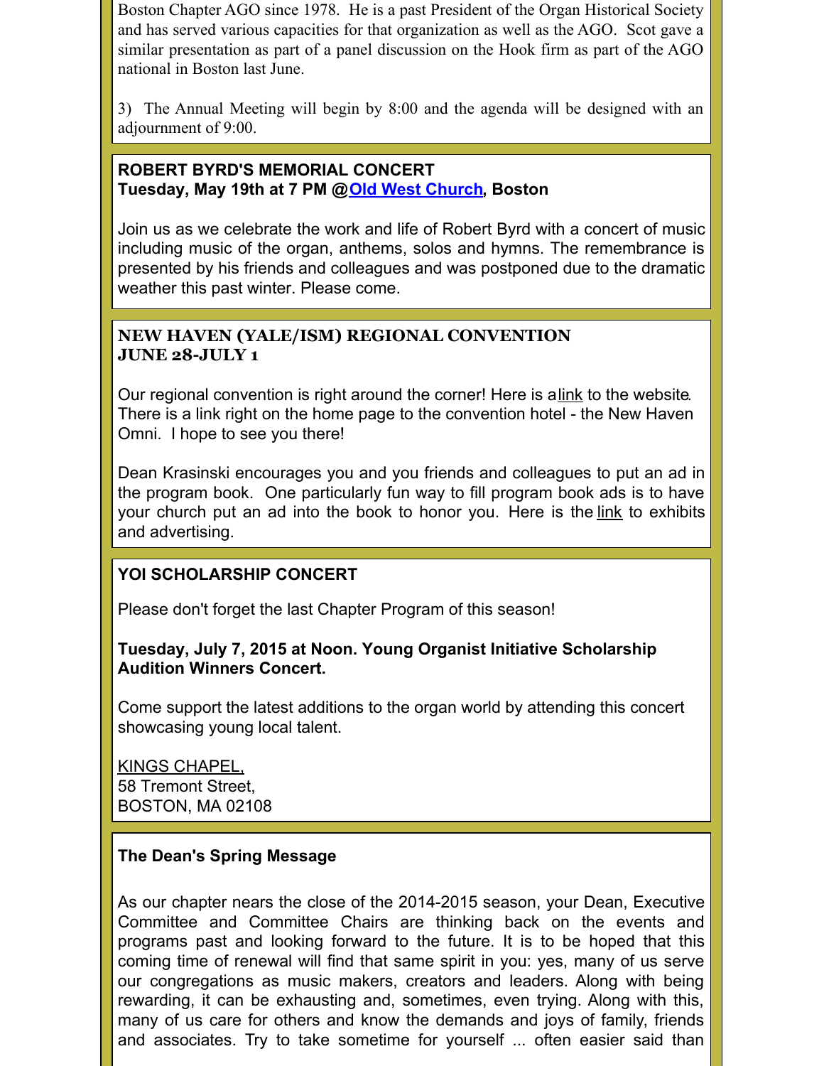Boston Chapter AGO since 1978. He is a past President of the Organ Historical Society and has served various capacities for that organization as well as the AGO. Scot gave a similar presentation as part of a panel discussion on the Hook firm as part of the AGO national in Boston last June.

3) The Annual Meeting will begin by 8:00 and the agenda will be designed with an adjournment of 9:00.

**ROBERT BYRD'S MEMORIAL CONCERT**
**Tuesday, May 19th at 7 PM @Old West Church, Boston**

Join us as we celebrate the work and life of Robert Byrd with a concert of music including music of the organ, anthems, solos and hymns. The remembrance is presented by his friends and colleagues and was postponed due to the dramatic weather this past winter. Please come.

**NEW HAVEN (YALE/ISM) REGIONAL CONVENTION**
**JUNE 28-JULY 1**

Our regional convention is right around the corner! Here is a link to the website. There is a link right on the home page to the convention hotel - the New Haven Omni. I hope to see you there!

Dean Krasinski encourages you and you friends and colleagues to put an ad in the program book. One particularly fun way to fill program book ads is to have your church put an ad into the book to honor you. Here is the link to exhibits and advertising.

**YOI SCHOLARSHIP CONCERT**

Please don't forget the last Chapter Program of this season!

**Tuesday, July 7, 2015 at Noon. Young Organist Initiative Scholarship Audition Winners Concert.**

Come support the latest additions to the organ world by attending this concert showcasing young local talent.

KINGS CHAPEL,
58 Tremont Street,
BOSTON, MA 02108

**The Dean's Spring Message**

As our chapter nears the close of the 2014-2015 season, your Dean, Executive Committee and Committee Chairs are thinking back on the events and programs past and looking forward to the future. It is to be hoped that this coming time of renewal will find that same spirit in you: yes, many of us serve our congregations as music makers, creators and leaders. Along with being rewarding, it can be exhausting and, sometimes, even trying. Along with this, many of us care for others and know the demands and joys of family, friends and associates. Try to take sometime for yourself ... often easier said than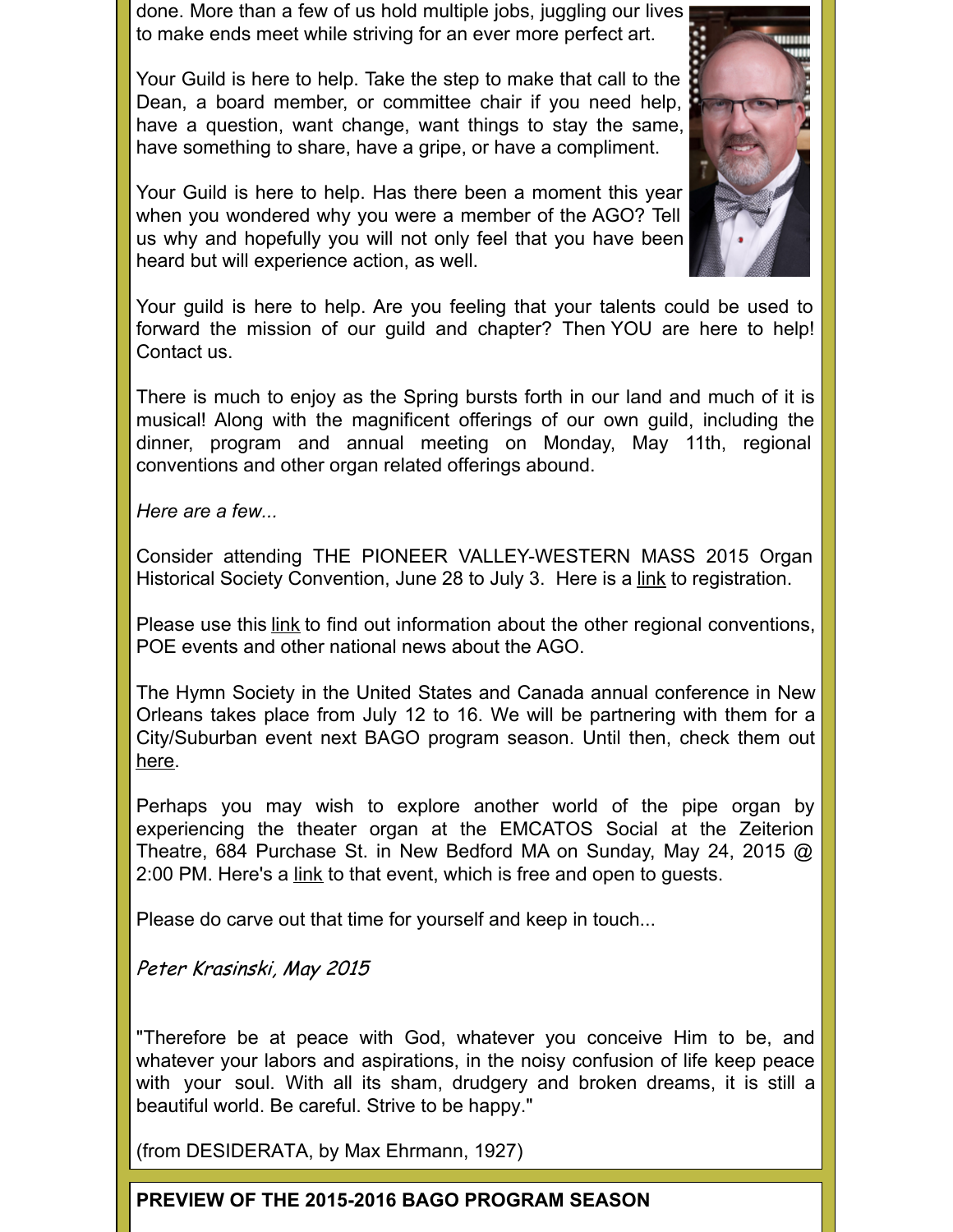done. More than a few of us hold multiple jobs, juggling our lives to make ends meet while striving for an ever more perfect art.

Your Guild is here to help. Take the step to make that call to the Dean, a board member, or committee chair if you need help, have a question, want change, want things to stay the same, have something to share, have a gripe, or have a compliment.

Your Guild is here to help. Has there been a moment this year when you wondered why you were a member of the AGO? Tell us why and hopefully you will not only feel that you have been heard but will experience action, as well.

Your guild is here to help. Are you feeling that your talents could be used to forward the mission of our guild and chapter? Then YOU are here to help! Contact us.

There is much to enjoy as the Spring bursts forth in our land and much of it is musical! Along with the magnificent offerings of our own guild, including the dinner, program and annual meeting on Monday, May 11th, regional conventions and other organ related offerings abound.

*Here are a few...*

Consider attending THE PIONEER VALLEY-WESTERN MASS 2015 Organ Historical Society Convention, June 28 to July 3. Here is a link to registration.

Please use this link to find out information about the other regional conventions, POE events and other national news about the AGO.

The Hymn Society in the United States and Canada annual conference in New Orleans takes place from July 12 to 16. We will be partnering with them for a City/Suburban event next BAGO program season. Until then, check them out here.

Perhaps you may wish to explore another world of the pipe organ by experiencing the theater organ at the EMCATOS Social at the Zeiterion Theatre, 684 Purchase St. in New Bedford MA on Sunday, May 24, 2015 @ 2:00 PM. Here's a link to that event, which is free and open to guests.

Please do carve out that time for yourself and keep in touch...

*Peter Krasinski, May 2015*

"Therefore be at peace with God, whatever you conceive Him to be, and whatever your labors and aspirations, in the noisy confusion of life keep peace with your soul. With all its sham, drudgery and broken dreams, it is still a beautiful world. Be careful. Strive to be happy."

(from DESIDERATA, by Max Ehrmann, 1927)

**PREVIEW OF THE 2015-2016 BAGO PROGRAM SEASON**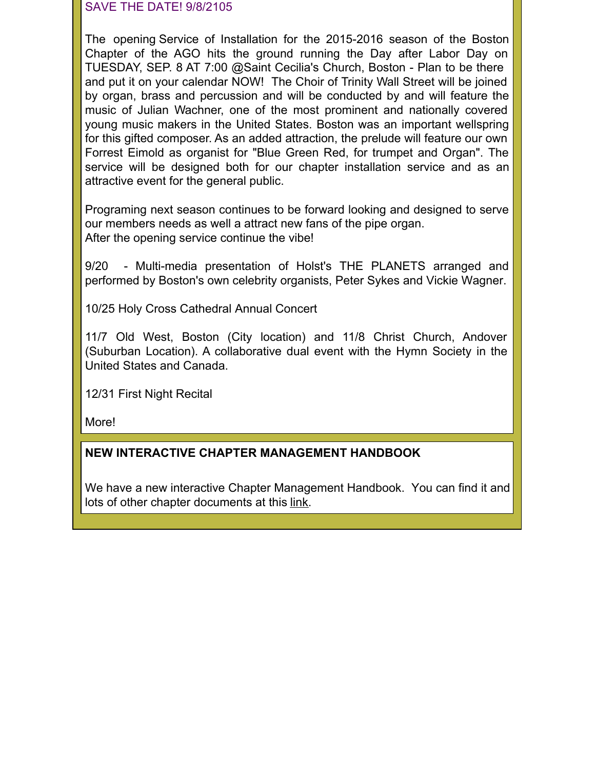SAVE THE DATE! 9/8/2105

The opening Service of Installation for the 2015-2016 season of the Boston Chapter of the AGO hits the ground running the Day after Labor Day on TUESDAY, SEP. 8 AT 7:00 @Saint Cecilia's Church, Boston - Plan to be there and put it on your calendar NOW! The Choir of Trinity Wall Street will be joined by organ, brass and percussion and will be conducted by and will feature the music of Julian Wachner, one of the most prominent and nationally covered young music makers in the United States. Boston was an important wellspring for this gifted composer. As an added attraction, the prelude will feature our own Forrest Eimold as organist for "Blue Green Red, for trumpet and Organ". The service will be designed both for our chapter installation service and as an attractive event for the general public.

Programing next season continues to be forward looking and designed to serve our members needs as well a attract new fans of the pipe organ.
After the opening service continue the vibe!

9/20 - Multi-media presentation of Holst's THE PLANETS arranged and performed by Boston's own celebrity organists, Peter Sykes and Vickie Wagner.

10/25 Holy Cross Cathedral Annual Concert

11/7 Old West, Boston (City location) and 11/8 Christ Church, Andover (Suburban Location). A collaborative dual event with the Hymn Society in the United States and Canada.

12/31 First Night Recital

More!

**NEW INTERACTIVE CHAPTER MANAGEMENT HANDBOOK**

We have a new interactive Chapter Management Handbook. You can find it and lots of other chapter documents at this link.